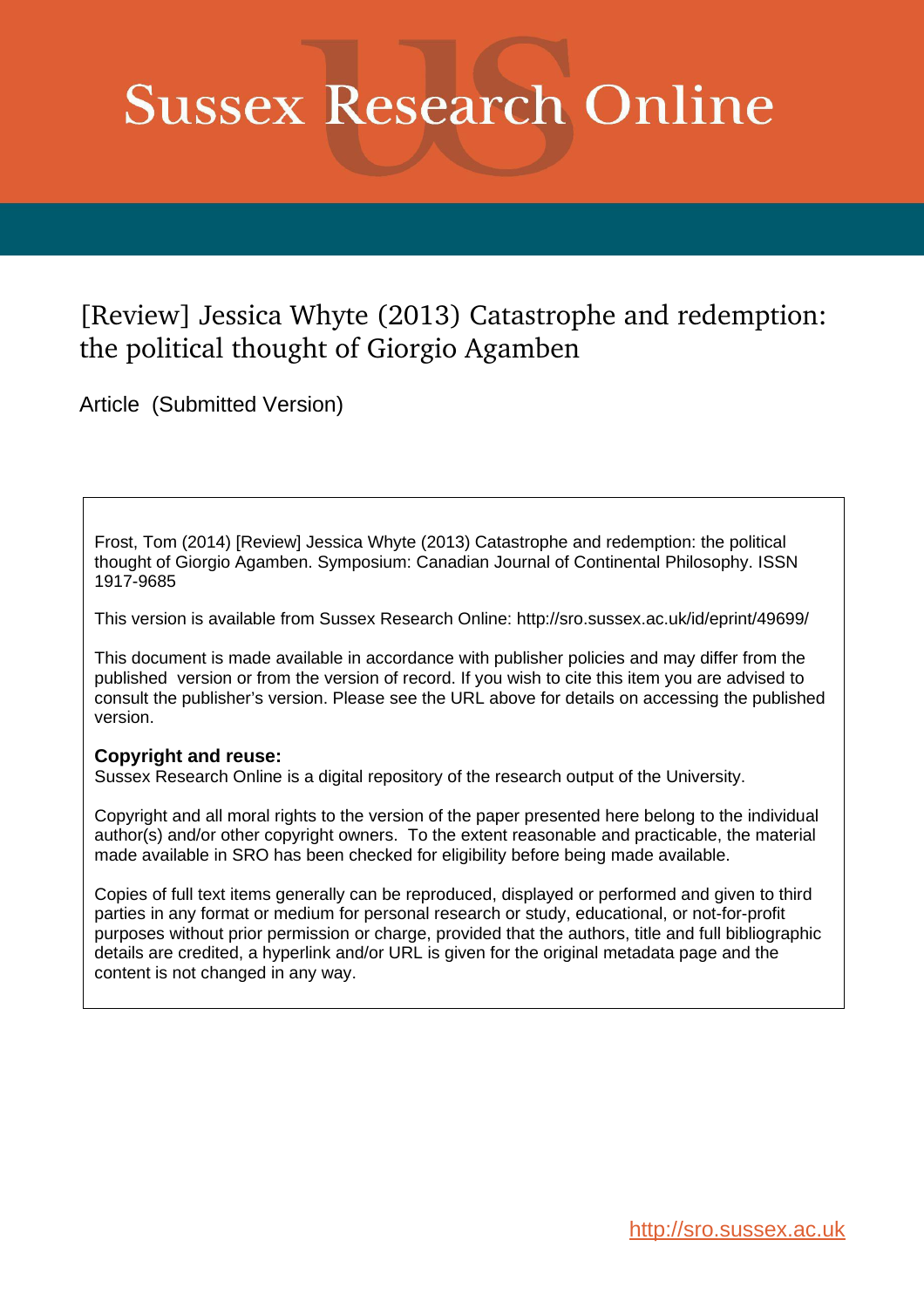# Sussex Research Online

## [Review] Jessica Whyte (2013) Catastrophe and redemption: the political thought of Giorgio Agamben

Article (Submitted Version)

Frost, Tom (2014) [Review] Jessica Whyte (2013) Catastrophe and redemption: the political thought of Giorgio Agamben. Symposium: Canadian Journal of Continental Philosophy. ISSN 1917-9685

This version is available from Sussex Research Online: http://sro.sussex.ac.uk/id/eprint/49699/

This document is made available in accordance with publisher policies and may differ from the published version or from the version of record. If you wish to cite this item you are advised to consult the publisher's version. Please see the URL above for details on accessing the published version.

**Copyright and reuse:**
Sussex Research Online is a digital repository of the research output of the University.

Copyright and all moral rights to the version of the paper presented here belong to the individual author(s) and/or other copyright owners. To the extent reasonable and practicable, the material made available in SRO has been checked for eligibility before being made available.

Copies of full text items generally can be reproduced, displayed or performed and given to third parties in any format or medium for personal research or study, educational, or not-for-profit purposes without prior permission or charge, provided that the authors, title and full bibliographic details are credited, a hyperlink and/or URL is given for the original metadata page and the content is not changed in any way.

http://sro.sussex.ac.uk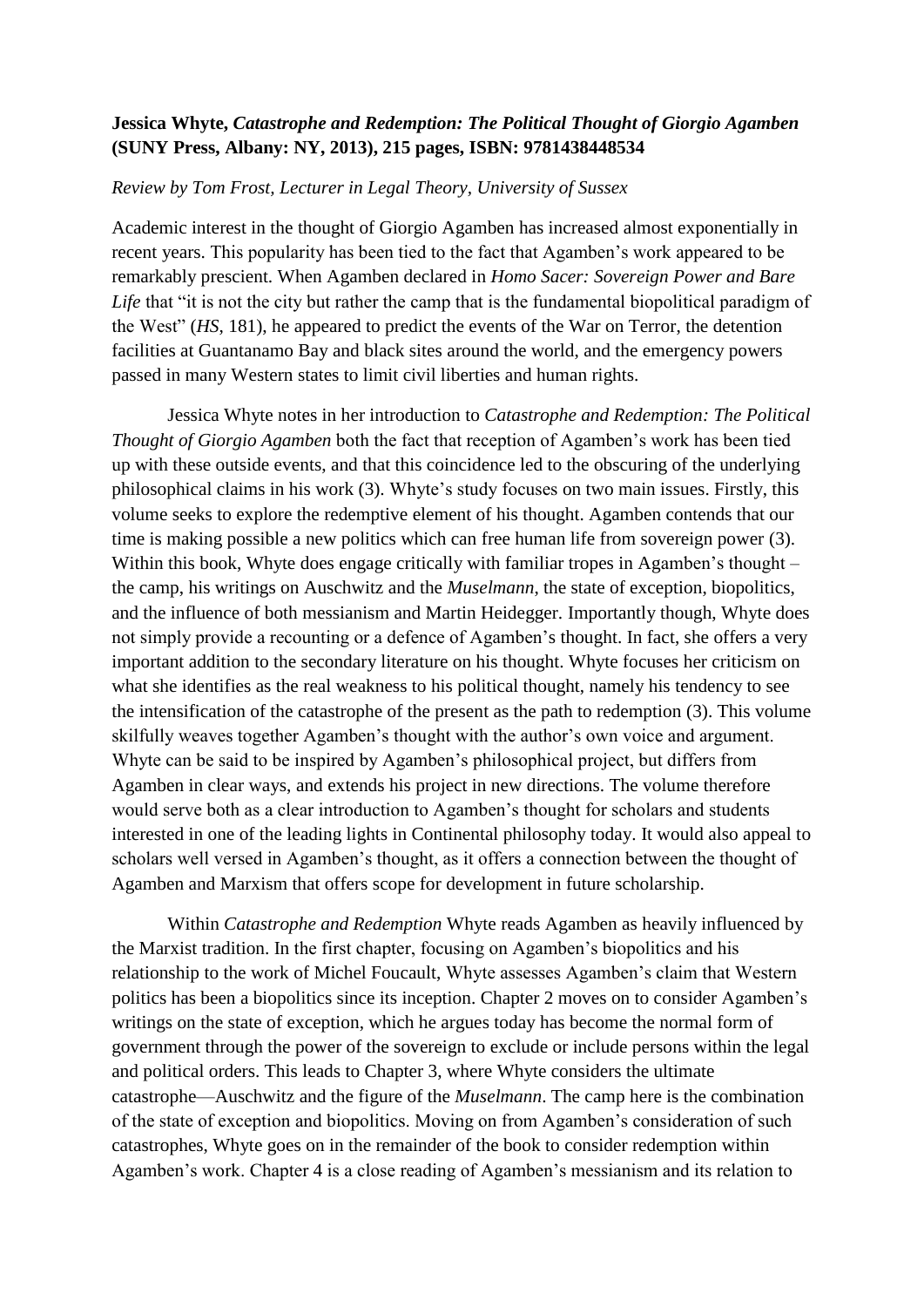**Jessica Whyte, *Catastrophe and Redemption: The Political Thought of Giorgio Agamben* (SUNY Press, Albany: NY, 2013), 215 pages, ISBN: 9781438448534**

*Review by Tom Frost, Lecturer in Legal Theory, University of Sussex*

Academic interest in the thought of Giorgio Agamben has increased almost exponentially in recent years. This popularity has been tied to the fact that Agamben's work appeared to be remarkably prescient. When Agamben declared in *Homo Sacer: Sovereign Power and Bare Life* that "it is not the city but rather the camp that is the fundamental biopolitical paradigm of the West" (*HS*, 181), he appeared to predict the events of the War on Terror, the detention facilities at Guantanamo Bay and black sites around the world, and the emergency powers passed in many Western states to limit civil liberties and human rights.

Jessica Whyte notes in her introduction to *Catastrophe and Redemption: The Political Thought of Giorgio Agamben* both the fact that reception of Agamben's work has been tied up with these outside events, and that this coincidence led to the obscuring of the underlying philosophical claims in his work (3). Whyte's study focuses on two main issues. Firstly, this volume seeks to explore the redemptive element of his thought. Agamben contends that our time is making possible a new politics which can free human life from sovereign power (3). Within this book, Whyte does engage critically with familiar tropes in Agamben's thought – the camp, his writings on Auschwitz and the *Muselmann*, the state of exception, biopolitics, and the influence of both messianism and Martin Heidegger. Importantly though, Whyte does not simply provide a recounting or a defence of Agamben's thought. In fact, she offers a very important addition to the secondary literature on his thought. Whyte focuses her criticism on what she identifies as the real weakness to his political thought, namely his tendency to see the intensification of the catastrophe of the present as the path to redemption (3). This volume skilfully weaves together Agamben's thought with the author's own voice and argument. Whyte can be said to be inspired by Agamben's philosophical project, but differs from Agamben in clear ways, and extends his project in new directions. The volume therefore would serve both as a clear introduction to Agamben's thought for scholars and students interested in one of the leading lights in Continental philosophy today. It would also appeal to scholars well versed in Agamben's thought, as it offers a connection between the thought of Agamben and Marxism that offers scope for development in future scholarship.

Within *Catastrophe and Redemption* Whyte reads Agamben as heavily influenced by the Marxist tradition. In the first chapter, focusing on Agamben's biopolitics and his relationship to the work of Michel Foucault, Whyte assesses Agamben's claim that Western politics has been a biopolitics since its inception. Chapter 2 moves on to consider Agamben's writings on the state of exception, which he argues today has become the normal form of government through the power of the sovereign to exclude or include persons within the legal and political orders. This leads to Chapter 3, where Whyte considers the ultimate catastrophe—Auschwitz and the figure of the *Muselmann*. The camp here is the combination of the state of exception and biopolitics. Moving on from Agamben's consideration of such catastrophes, Whyte goes on in the remainder of the book to consider redemption within Agamben's work. Chapter 4 is a close reading of Agamben's messianism and its relation to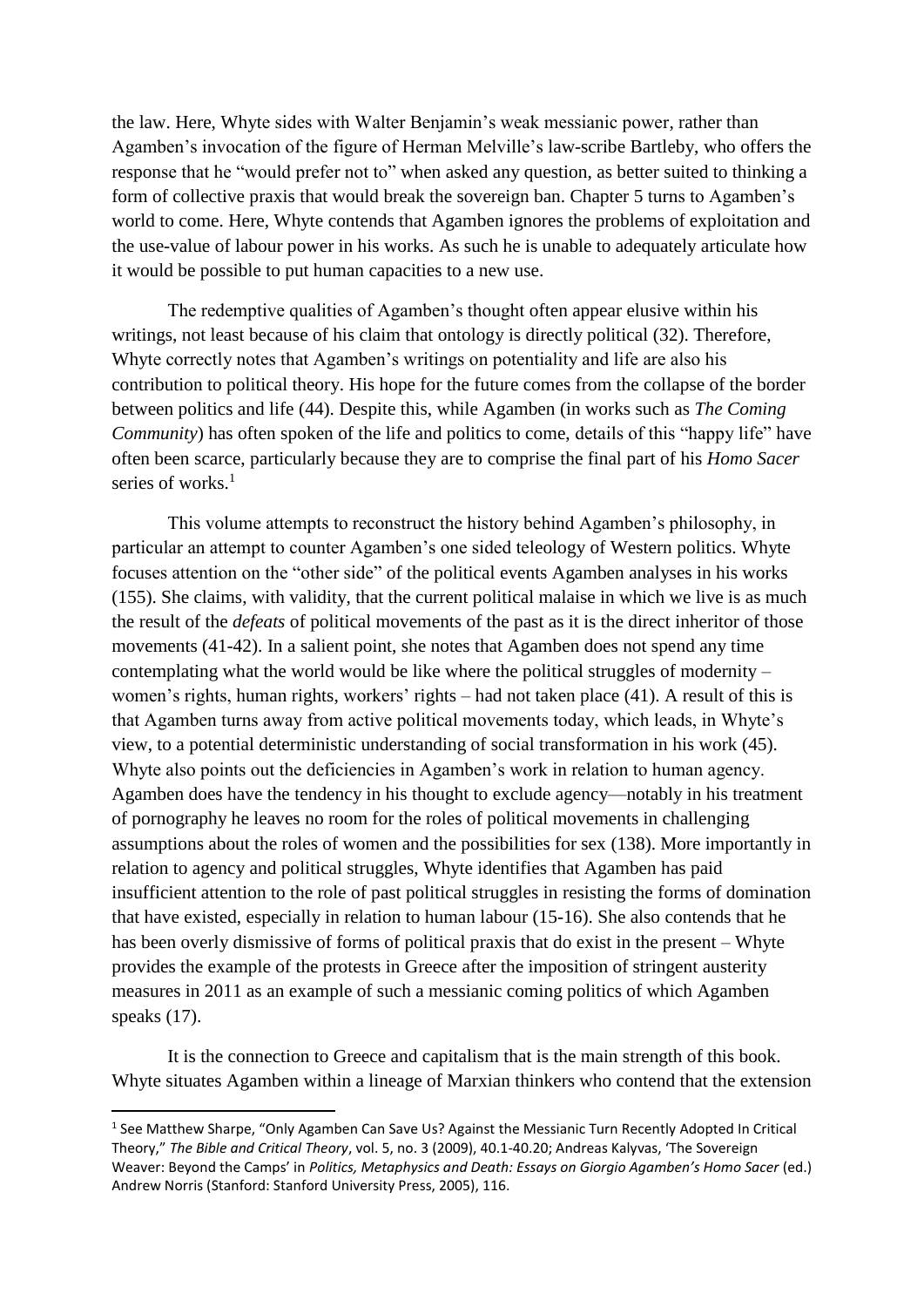the law. Here, Whyte sides with Walter Benjamin's weak messianic power, rather than Agamben's invocation of the figure of Herman Melville's law-scribe Bartleby, who offers the response that he "would prefer not to" when asked any question, as better suited to thinking a form of collective praxis that would break the sovereign ban. Chapter 5 turns to Agamben's world to come. Here, Whyte contends that Agamben ignores the problems of exploitation and the use-value of labour power in his works. As such he is unable to adequately articulate how it would be possible to put human capacities to a new use.

The redemptive qualities of Agamben's thought often appear elusive within his writings, not least because of his claim that ontology is directly political (32). Therefore, Whyte correctly notes that Agamben's writings on potentiality and life are also his contribution to political theory. His hope for the future comes from the collapse of the border between politics and life (44). Despite this, while Agamben (in works such as *The Coming Community*) has often spoken of the life and politics to come, details of this "happy life" have often been scarce, particularly because they are to comprise the final part of his *Homo Sacer* series of works.[1]

This volume attempts to reconstruct the history behind Agamben's philosophy, in particular an attempt to counter Agamben's one sided teleology of Western politics. Whyte focuses attention on the "other side" of the political events Agamben analyses in his works (155). She claims, with validity, that the current political malaise in which we live is as much the result of the *defeats* of political movements of the past as it is the direct inheritor of those movements (41-42). In a salient point, she notes that Agamben does not spend any time contemplating what the world would be like where the political struggles of modernity – women's rights, human rights, workers' rights – had not taken place (41). A result of this is that Agamben turns away from active political movements today, which leads, in Whyte's view, to a potential deterministic understanding of social transformation in his work (45). Whyte also points out the deficiencies in Agamben's work in relation to human agency. Agamben does have the tendency in his thought to exclude agency—notably in his treatment of pornography he leaves no room for the roles of political movements in challenging assumptions about the roles of women and the possibilities for sex (138). More importantly in relation to agency and political struggles, Whyte identifies that Agamben has paid insufficient attention to the role of past political struggles in resisting the forms of domination that have existed, especially in relation to human labour (15-16). She also contends that he has been overly dismissive of forms of political praxis that do exist in the present – Whyte provides the example of the protests in Greece after the imposition of stringent austerity measures in 2011 as an example of such a messianic coming politics of which Agamben speaks (17).

It is the connection to Greece and capitalism that is the main strength of this book. Whyte situates Agamben within a lineage of Marxian thinkers who contend that the extension

---

[1] See Matthew Sharpe, "Only Agamben Can Save Us? Against the Messianic Turn Recently Adopted In Critical Theory," *The Bible and Critical Theory*, vol. 5, no. 3 (2009), 40.1-40.20; Andreas Kalyvas, 'The Sovereign Weaver: Beyond the Camps' in *Politics, Metaphysics and Death: Essays on Giorgio Agamben's Homo Sacer* (ed.) Andrew Norris (Stanford: Stanford University Press, 2005), 116.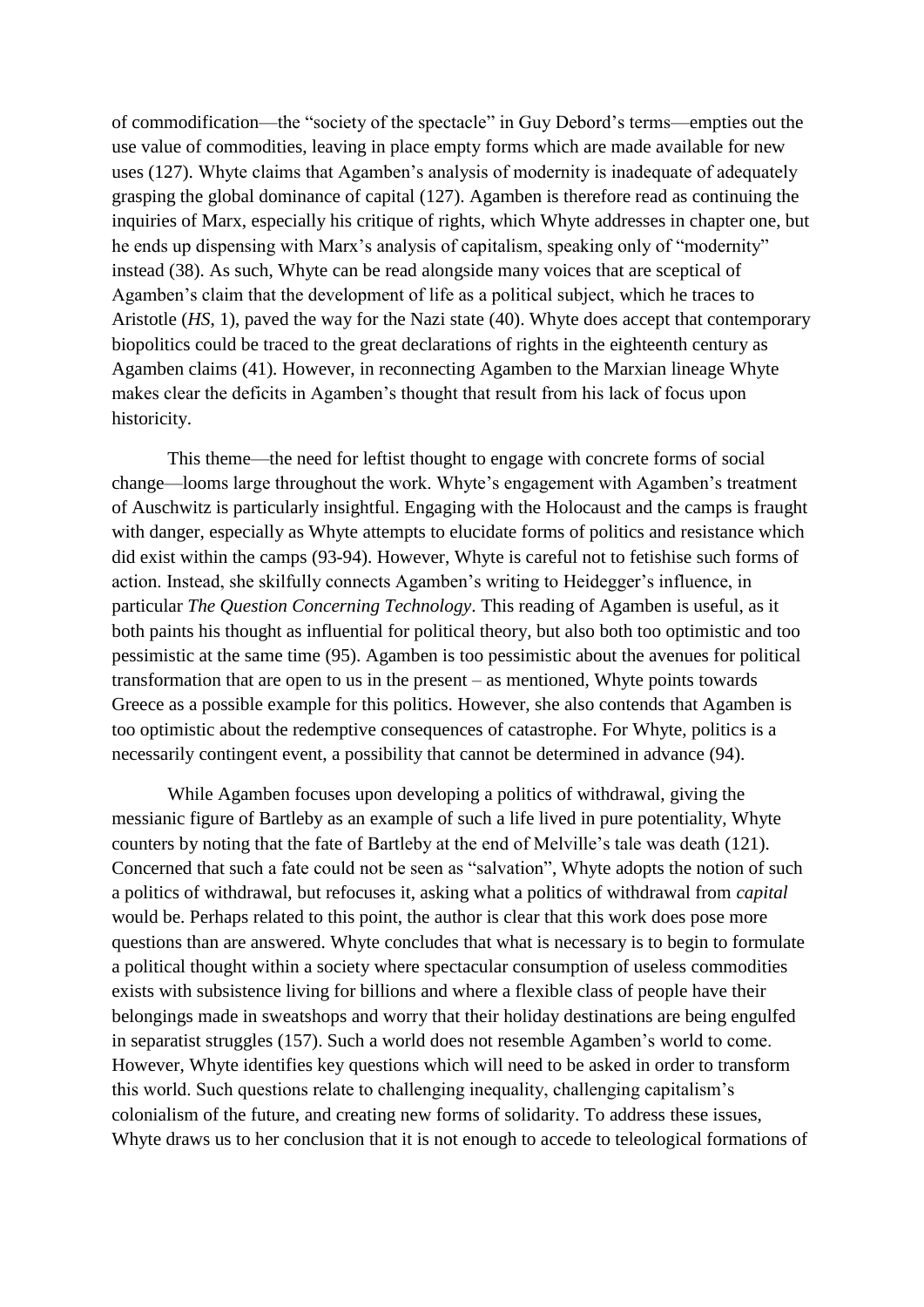of commodification—the "society of the spectacle" in Guy Debord's terms—empties out the use value of commodities, leaving in place empty forms which are made available for new uses (127). Whyte claims that Agamben's analysis of modernity is inadequate of adequately grasping the global dominance of capital (127). Agamben is therefore read as continuing the inquiries of Marx, especially his critique of rights, which Whyte addresses in chapter one, but he ends up dispensing with Marx's analysis of capitalism, speaking only of "modernity" instead (38). As such, Whyte can be read alongside many voices that are sceptical of Agamben's claim that the development of life as a political subject, which he traces to Aristotle (*HS*, 1), paved the way for the Nazi state (40). Whyte does accept that contemporary biopolitics could be traced to the great declarations of rights in the eighteenth century as Agamben claims (41). However, in reconnecting Agamben to the Marxian lineage Whyte makes clear the deficits in Agamben's thought that result from his lack of focus upon historicity.

This theme—the need for leftist thought to engage with concrete forms of social change—looms large throughout the work. Whyte's engagement with Agamben's treatment of Auschwitz is particularly insightful. Engaging with the Holocaust and the camps is fraught with danger, especially as Whyte attempts to elucidate forms of politics and resistance which did exist within the camps (93-94). However, Whyte is careful not to fetishise such forms of action. Instead, she skilfully connects Agamben's writing to Heidegger's influence, in particular *The Question Concerning Technology*. This reading of Agamben is useful, as it both paints his thought as influential for political theory, but also both too optimistic and too pessimistic at the same time (95). Agamben is too pessimistic about the avenues for political transformation that are open to us in the present – as mentioned, Whyte points towards Greece as a possible example for this politics. However, she also contends that Agamben is too optimistic about the redemptive consequences of catastrophe. For Whyte, politics is a necessarily contingent event, a possibility that cannot be determined in advance (94).

While Agamben focuses upon developing a politics of withdrawal, giving the messianic figure of Bartleby as an example of such a life lived in pure potentiality, Whyte counters by noting that the fate of Bartleby at the end of Melville's tale was death (121). Concerned that such a fate could not be seen as "salvation", Whyte adopts the notion of such a politics of withdrawal, but refocuses it, asking what a politics of withdrawal from *capital* would be. Perhaps related to this point, the author is clear that this work does pose more questions than are answered. Whyte concludes that what is necessary is to begin to formulate a political thought within a society where spectacular consumption of useless commodities exists with subsistence living for billions and where a flexible class of people have their belongings made in sweatshops and worry that their holiday destinations are being engulfed in separatist struggles (157). Such a world does not resemble Agamben's world to come. However, Whyte identifies key questions which will need to be asked in order to transform this world. Such questions relate to challenging inequality, challenging capitalism's colonialism of the future, and creating new forms of solidarity. To address these issues, Whyte draws us to her conclusion that it is not enough to accede to teleological formations of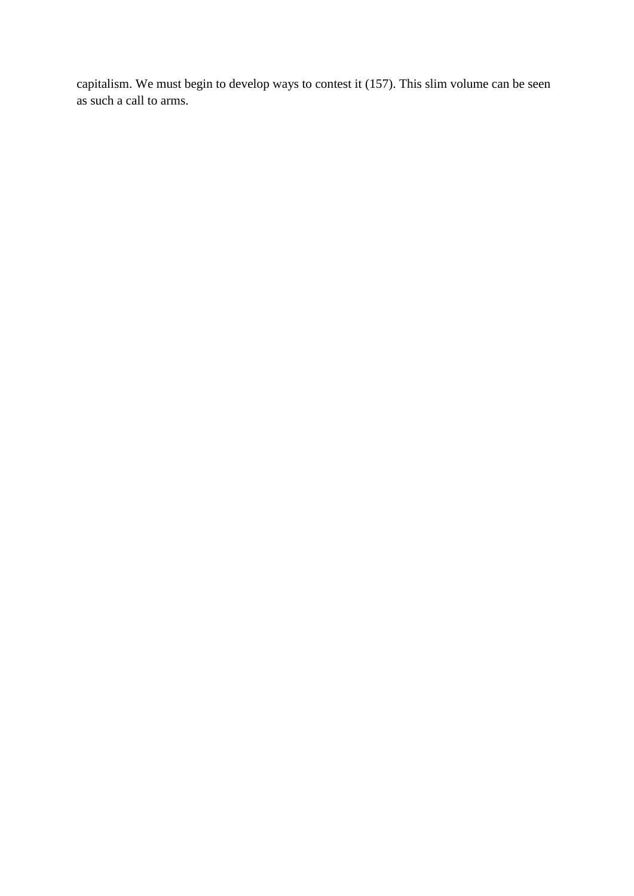capitalism. We must begin to develop ways to contest it (157). This slim volume can be seen as such a call to arms.